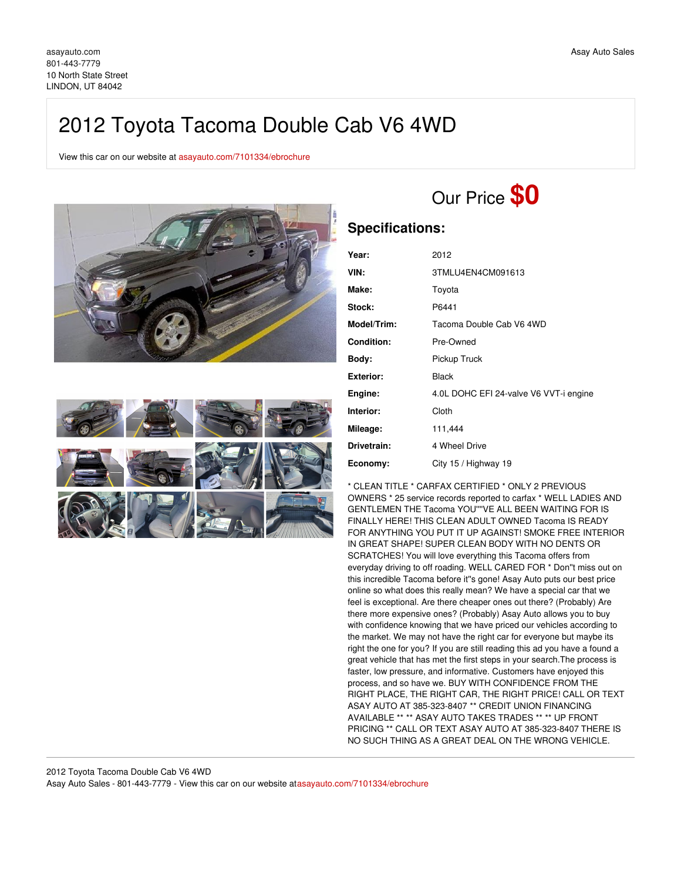asayauto.com
801-443-7779
10 North State Street
LINDON, UT 84042

Asay Auto Sales

# 2012 Toyota Tacoma Double Cab V6 4WD

View this car on our website at asayauto.com/7101334/ebrochure

## Our Price **$0**

## Specifications:

| | |
|---|---|
| **Year:** | 2012 |
| **VIN:** | 3TMLU4EN4CM091613 |
| **Make:** | Toyota |
| **Stock:** | P6441 |
| **Model/Trim:** | Tacoma Double Cab V6 4WD |
| **Condition:** | Pre-Owned |
| **Body:** | Pickup Truck |
| **Exterior:** | Black |
| **Engine:** | 4.0L DOHC EFI 24-valve V6 VVT-i engine |
| **Interior:** | Cloth |
| **Mileage:** | 111,444 |
| **Drivetrain:** | 4 Wheel Drive |
| **Economy:** | City 15 / Highway 19 |

* CLEAN TITLE * CARFAX CERTIFIED * ONLY 2 PREVIOUS OWNERS * 25 service records reported to carfax * WELL LADIES AND GENTLEMEN THE Tacoma YOU""VE ALL BEEN WAITING FOR IS FINALLY HERE! THIS CLEAN ADULT OWNED Tacoma IS READY FOR ANYTHING YOU PUT IT UP AGAINST! SMOKE FREE INTERIOR IN GREAT SHAPE! SUPER CLEAN BODY WITH NO DENTS OR SCRATCHES! You will love everything this Tacoma offers from everyday driving to off roading. WELL CARED FOR * Don''t miss out on this incredible Tacoma before it''s gone! Asay Auto puts our best price online so what does this really mean? We have a special car that we feel is exceptional. Are there cheaper ones out there? (Probably) Are there more expensive ones? (Probably) Asay Auto allows you to buy with confidence knowing that we have priced our vehicles according to the market. We may not have the right car for everyone but maybe its right the one for you? If you are still reading this ad you have a found a great vehicle that has met the first steps in your search.The process is faster, low pressure, and informative. Customers have enjoyed this process, and so have we. BUY WITH CONFIDENCE FROM THE RIGHT PLACE, THE RIGHT CAR, THE RIGHT PRICE! CALL OR TEXT ASAY AUTO AT 385-323-8407 ** CREDIT UNION FINANCING AVAILABLE ** ** ASAY AUTO TAKES TRADES ** ** UP FRONT PRICING ** CALL OR TEXT ASAY AUTO AT 385-323-8407 THERE IS NO SUCH THING AS A GREAT DEAL ON THE WRONG VEHICLE.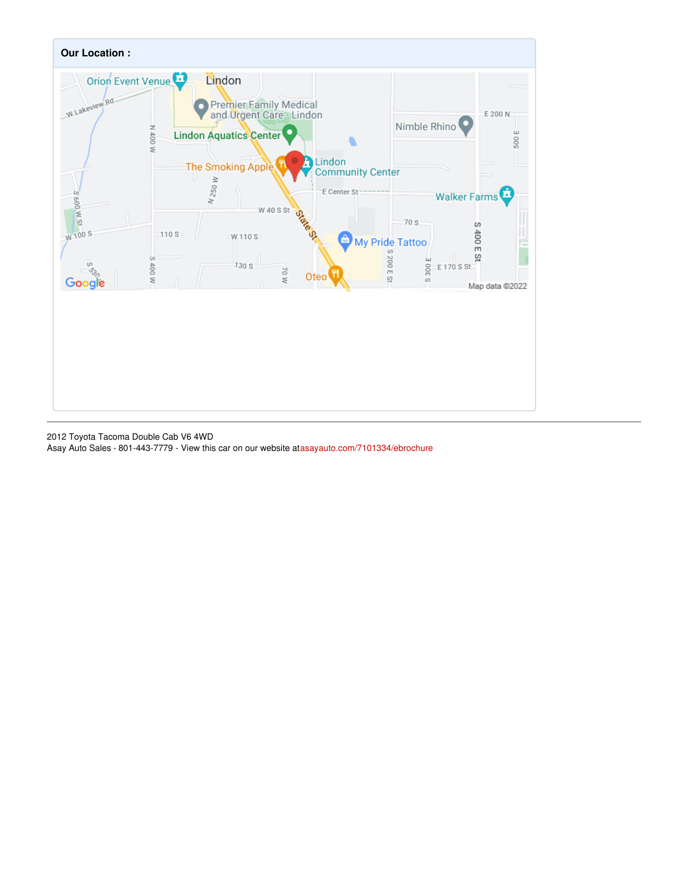**Our Location :**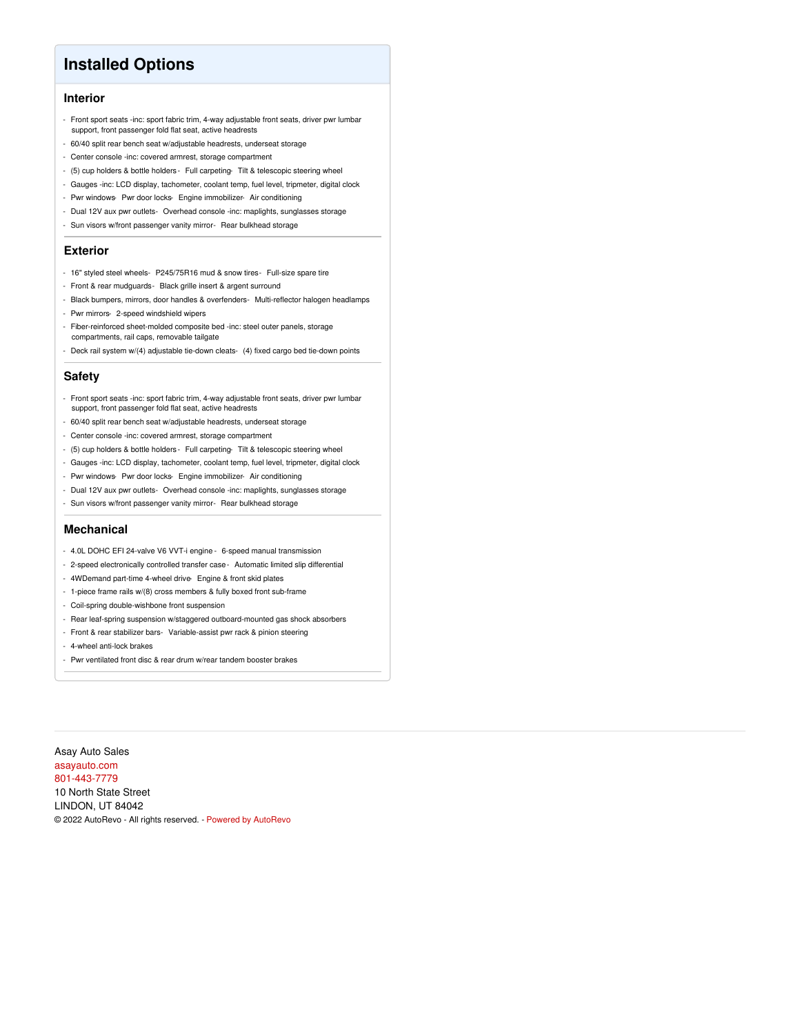# Installed Options

## Interior

- Front sport seats -inc: sport fabric trim, 4-way adjustable front seats, driver pwr lumbar support, front passenger fold flat seat, active headrests
- 60/40 split rear bench seat w/adjustable headrests, underseat storage
- Center console -inc: covered armrest, storage compartment
- (5) cup holders & bottle holders - Full carpeting - Tilt & telescopic steering wheel
- Gauges -inc: LCD display, tachometer, coolant temp, fuel level, tripmeter, digital clock
- Pwr windows - Pwr door locks - Engine immobilizer - Air conditioning
- Dual 12V aux pwr outlets - Overhead console -inc: maplights, sunglasses storage
- Sun visors w/front passenger vanity mirror - Rear bulkhead storage

## Exterior

- 16" styled steel wheels - P245/75R16 mud & snow tires - Full-size spare tire
- Front & rear mudguards - Black grille insert & argent surround
- Black bumpers, mirrors, door handles & overfenders - Multi-reflector halogen headlamps
- Pwr mirrors - 2-speed windshield wipers
- Fiber-reinforced sheet-molded composite bed -inc: steel outer panels, storage compartments, rail caps, removable tailgate
- Deck rail system w/(4) adjustable tie-down cleats - (4) fixed cargo bed tie-down points

## Safety

- Front sport seats -inc: sport fabric trim, 4-way adjustable front seats, driver pwr lumbar support, front passenger fold flat seat, active headrests
- 60/40 split rear bench seat w/adjustable headrests, underseat storage
- Center console -inc: covered armrest, storage compartment
- (5) cup holders & bottle holders - Full carpeting - Tilt & telescopic steering wheel
- Gauges -inc: LCD display, tachometer, coolant temp, fuel level, tripmeter, digital clock
- Pwr windows - Pwr door locks - Engine immobilizer - Air conditioning
- Dual 12V aux pwr outlets - Overhead console -inc: maplights, sunglasses storage
- Sun visors w/front passenger vanity mirror - Rear bulkhead storage

## Mechanical

- 4.0L DOHC EFI 24-valve V6 VVT-i engine - 6-speed manual transmission
- 2-speed electronically controlled transfer case - Automatic limited slip differential
- 4WDemand part-time 4-wheel drive - Engine & front skid plates
- 1-piece frame rails w/(8) cross members & fully boxed front sub-frame
- Coil-spring double-wishbone front suspension
- Rear leaf-spring suspension w/staggered outboard-mounted gas shock absorbers
- Front & rear stabilizer bars - Variable-assist pwr rack & pinion steering
- 4-wheel anti-lock brakes
- Pwr ventilated front disc & rear drum w/rear tandem booster brakes

Asay Auto Sales
asayauto.com
801-443-7779
10 North State Street
LINDON, UT 84042
© 2022 AutoRevo - All rights reserved. - Powered by AutoRevo